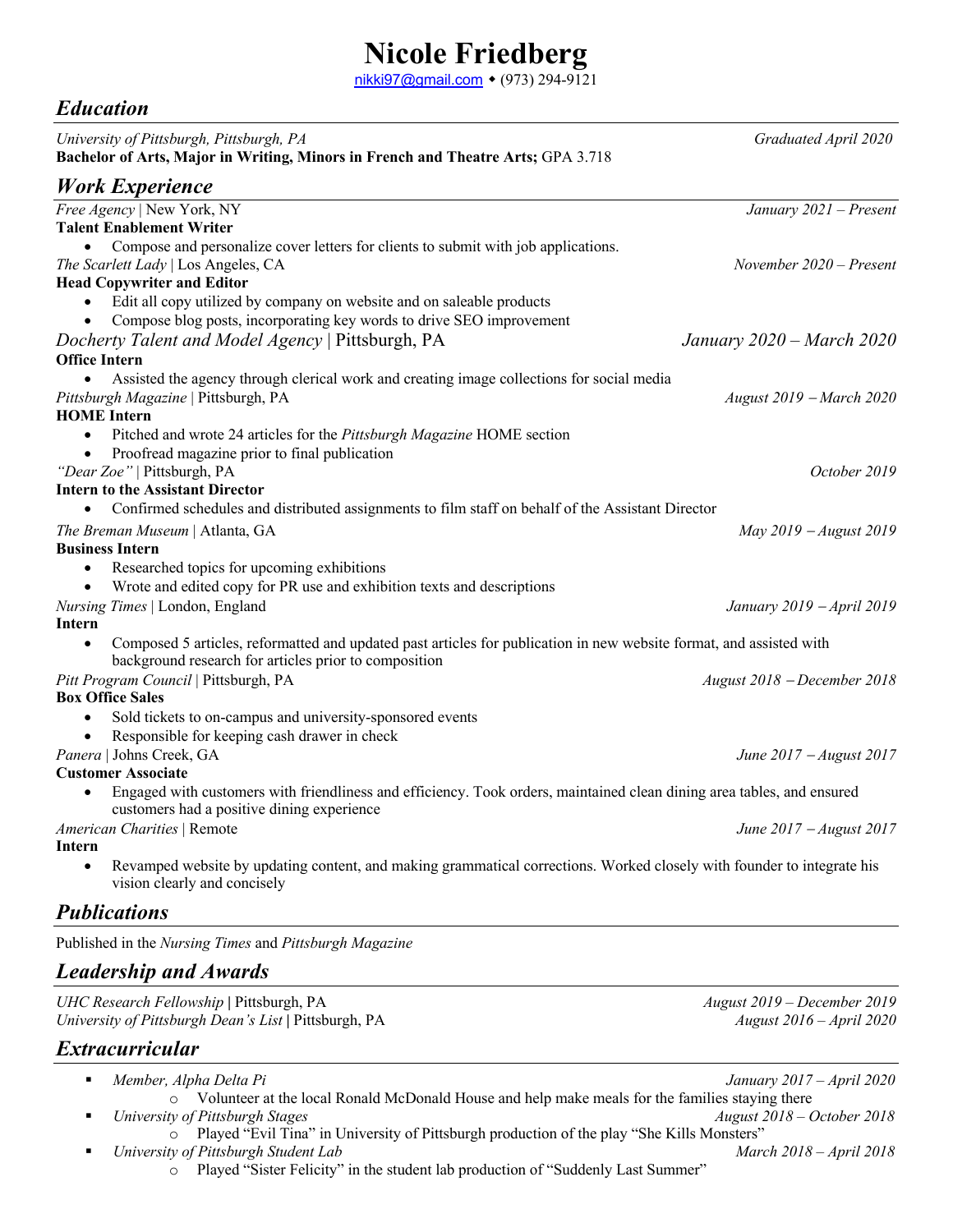# Nicole Friedberg

nikki97@gmail.com ◆ (973) 294-9121

## *Education*

*University of Pittsburgh, Pittsburgh, PA* — *Graduated April 2020*
**Bachelor of Arts, Major in Writing, Minors in French and Theatre Arts;** GPA 3.718

## *Work Experience*

*Free Agency* | New York, NY — *January 2021 – Present*
**Talent Enablement Writer**
- Compose and personalize cover letters for clients to submit with job applications.

*The Scarlett Lady* | Los Angeles, CA — *November 2020 – Present*
**Head Copywriter and Editor**
- Edit all copy utilized by company on website and on saleable products
- Compose blog posts, incorporating key words to drive SEO improvement

*Docherty Talent and Model Agency* | Pittsburgh, PA — *January 2020 – March 2020*
**Office Intern**
- Assisted the agency through clerical work and creating image collections for social media

*Pittsburgh Magazine* | Pittsburgh, PA — *August 2019 – March 2020*
**HOME Intern**
- Pitched and wrote 24 articles for the *Pittsburgh Magazine* HOME section
- Proofread magazine prior to final publication

*"Dear Zoe"* | Pittsburgh, PA — *October 2019*
**Intern to the Assistant Director**
- Confirmed schedules and distributed assignments to film staff on behalf of the Assistant Director

*The Breman Museum* | Atlanta, GA — *May 2019 – August 2019*
**Business Intern**
- Researched topics for upcoming exhibitions
- Wrote and edited copy for PR use and exhibition texts and descriptions

*Nursing Times* | London, England — *January 2019 – April 2019*
**Intern**
- Composed 5 articles, reformatted and updated past articles for publication in new website format, and assisted with background research for articles prior to composition

*Pitt Program Council* | Pittsburgh, PA — *August 2018 – December 2018*
**Box Office Sales**
- Sold tickets to on-campus and university-sponsored events
- Responsible for keeping cash drawer in check

*Panera* | Johns Creek, GA — *June 2017 – August 2017*
**Customer Associate**
- Engaged with customers with friendliness and efficiency. Took orders, maintained clean dining area tables, and ensured customers had a positive dining experience

*American Charities* | Remote — *June 2017 – August 2017*
**Intern**
- Revamped website by updating content, and making grammatical corrections. Worked closely with founder to integrate his vision clearly and concisely

## *Publications*

Published in the *Nursing Times* and *Pittsburgh Magazine*

## *Leadership and Awards*

*UHC Research Fellowship* **|** Pittsburgh, PA — *August 2019 – December 2019*
*University of Pittsburgh Dean's List* **|** Pittsburgh, PA — *August 2016 – April 2020*

## *Extracurricular*

- *Member, Alpha Delta Pi* — *January 2017 – April 2020*
  - Volunteer at the local Ronald McDonald House and help make meals for the families staying there
- *University of Pittsburgh Stages* — *August 2018 – October 2018*
  - Played "Evil Tina" in University of Pittsburgh production of the play "She Kills Monsters"
- *University of Pittsburgh Student Lab* — *March 2018 – April 2018*
  - Played "Sister Felicity" in the student lab production of "Suddenly Last Summer"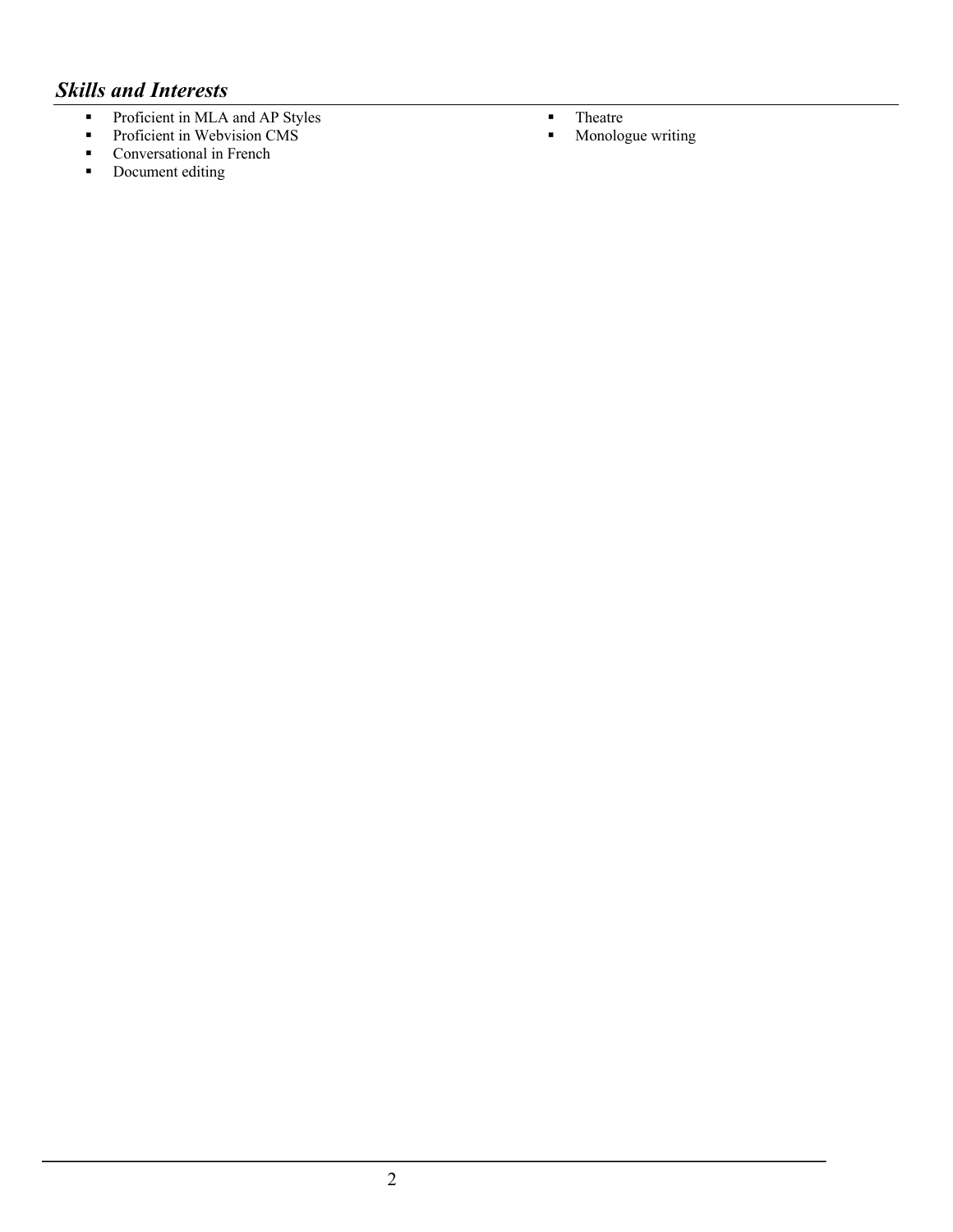## *Skills and Interests*

- Proficient in MLA and AP Styles
- Proficient in Webvision CMS
- Conversational in French
- Document editing
- Theatre
- Monologue writing